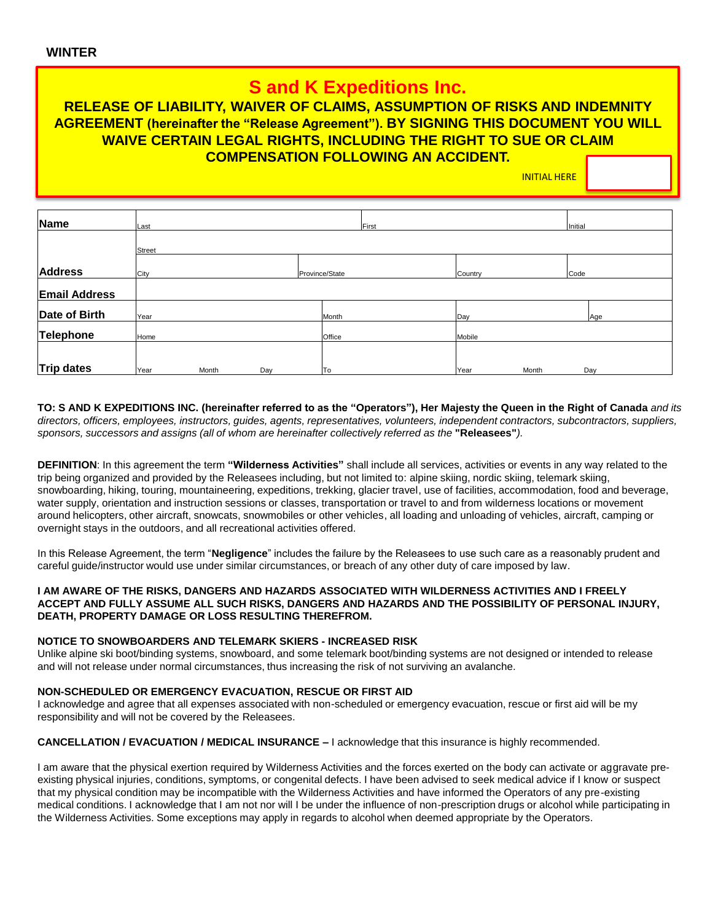**WINTER**

# S and K Expeditions Inc.

## RELEASE OF LIABILITY, WAIVER OF CLAIMS, ASSUMPTION OF RISKS AND INDEMNITY AGREEMENT (hereinafter the "Release Agreement"). BY SIGNING THIS DOCUMENT YOU WILL WAIVE CERTAIN LEGAL RIGHTS, INCLUDING THE RIGHT TO SUE OR CLAIM COMPENSATION FOLLOWING AN ACCIDENT.

INITIAL HERE

| | | | | | | | |
|---|---|---|---|---|---|---|---|
| **Name** | Last | | | First | | | Initial |
| **Address** | Street | | | | | | |
| | City | Province/State | | Country | | Code | |
| **Email Address** | | | | | | | |
| **Date of Birth** | Year | | Month | Day | | | Age |
| **Telephone** | Home | | Office | Mobile | | | |
| **Trip dates** | Year Month Day | | To | Year Month Day | | | |

**TO: S AND K EXPEDITIONS INC. (hereinafter referred to as the "Operators"), Her Majesty the Queen in the Right of Canada** *and its directors, officers, employees, instructors, guides, agents, representatives, volunteers, independent contractors, subcontractors, suppliers, sponsors, successors and assigns (all of whom are hereinafter collectively referred to as the* **"Releasees"***).*

**DEFINITION**: In this agreement the term **"Wilderness Activities"** shall include all services, activities or events in any way related to the trip being organized and provided by the Releasees including, but not limited to: alpine skiing, nordic skiing, telemark skiing, snowboarding, hiking, touring, mountaineering, expeditions, trekking, glacier travel, use of facilities, accommodation, food and beverage, water supply, orientation and instruction sessions or classes, transportation or travel to and from wilderness locations or movement around helicopters, other aircraft, snowcats, snowmobiles or other vehicles, all loading and unloading of vehicles, aircraft, camping or overnight stays in the outdoors, and all recreational activities offered.

In this Release Agreement, the term "**Negligence**" includes the failure by the Releasees to use such care as a reasonably prudent and careful guide/instructor would use under similar circumstances, or breach of any other duty of care imposed by law.

**I AM AWARE OF THE RISKS, DANGERS AND HAZARDS ASSOCIATED WITH WILDERNESS ACTIVITIES AND I FREELY ACCEPT AND FULLY ASSUME ALL SUCH RISKS, DANGERS AND HAZARDS AND THE POSSIBILITY OF PERSONAL INJURY, DEATH, PROPERTY DAMAGE OR LOSS RESULTING THEREFROM.**

**NOTICE TO SNOWBOARDERS AND TELEMARK SKIERS - INCREASED RISK**

Unlike alpine ski boot/binding systems, snowboard, and some telemark boot/binding systems are not designed or intended to release and will not release under normal circumstances, thus increasing the risk of not surviving an avalanche.

**NON-SCHEDULED OR EMERGENCY EVACUATION, RESCUE OR FIRST AID**

I acknowledge and agree that all expenses associated with non-scheduled or emergency evacuation, rescue or first aid will be my responsibility and will not be covered by the Releasees.

**CANCELLATION / EVACUATION / MEDICAL INSURANCE –** I acknowledge that this insurance is highly recommended.

I am aware that the physical exertion required by Wilderness Activities and the forces exerted on the body can activate or aggravate pre-existing physical injuries, conditions, symptoms, or congenital defects. I have been advised to seek medical advice if I know or suspect that my physical condition may be incompatible with the Wilderness Activities and have informed the Operators of any pre-existing medical conditions. I acknowledge that I am not nor will I be under the influence of non-prescription drugs or alcohol while participating in the Wilderness Activities. Some exceptions may apply in regards to alcohol when deemed appropriate by the Operators.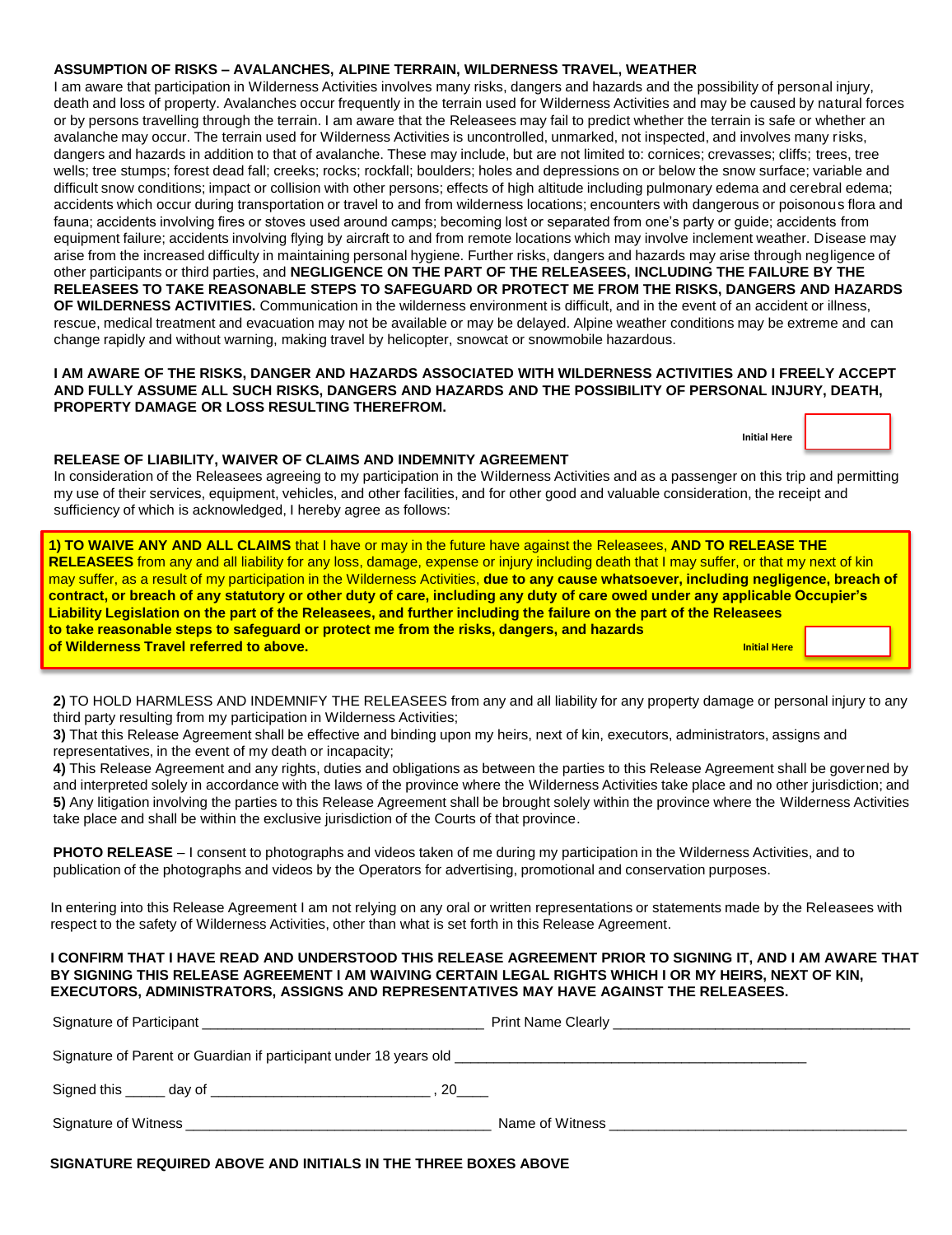**ASSUMPTION OF RISKS – AVALANCHES, ALPINE TERRAIN, WILDERNESS TRAVEL, WEATHER**

I am aware that participation in Wilderness Activities involves many risks, dangers and hazards and the possibility of personal injury, death and loss of property. Avalanches occur frequently in the terrain used for Wilderness Activities and may be caused by natural forces or by persons travelling through the terrain. I am aware that the Releasees may fail to predict whether the terrain is safe or whether an avalanche may occur. The terrain used for Wilderness Activities is uncontrolled, unmarked, not inspected, and involves many risks, dangers and hazards in addition to that of avalanche. These may include, but are not limited to: cornices; crevasses; cliffs; trees, tree wells; tree stumps; forest dead fall; creeks; rocks; rockfall; boulders; holes and depressions on or below the snow surface; variable and difficult snow conditions; impact or collision with other persons; effects of high altitude including pulmonary edema and cerebral edema; accidents which occur during transportation or travel to and from wilderness locations; encounters with dangerous or poisonous flora and fauna; accidents involving fires or stoves used around camps; becoming lost or separated from one's party or guide; accidents from equipment failure; accidents involving flying by aircraft to and from remote locations which may involve inclement weather. Disease may arise from the increased difficulty in maintaining personal hygiene. Further risks, dangers and hazards may arise through negligence of other participants or third parties, and **NEGLIGENCE ON THE PART OF THE RELEASEES, INCLUDING THE FAILURE BY THE RELEASEES TO TAKE REASONABLE STEPS TO SAFEGUARD OR PROTECT ME FROM THE RISKS, DANGERS AND HAZARDS OF WILDERNESS ACTIVITIES.** Communication in the wilderness environment is difficult, and in the event of an accident or illness, rescue, medical treatment and evacuation may not be available or may be delayed. Alpine weather conditions may be extreme and can change rapidly and without warning, making travel by helicopter, snowcat or snowmobile hazardous.

**I AM AWARE OF THE RISKS, DANGER AND HAZARDS ASSOCIATED WITH WILDERNESS ACTIVITIES AND I FREELY ACCEPT AND FULLY ASSUME ALL SUCH RISKS, DANGERS AND HAZARDS AND THE POSSIBILITY OF PERSONAL INJURY, DEATH, PROPERTY DAMAGE OR LOSS RESULTING THEREFROM.**

Initial Here

**RELEASE OF LIABILITY, WAIVER OF CLAIMS AND INDEMNITY AGREEMENT**

In consideration of the Releasees agreeing to my participation in the Wilderness Activities and as a passenger on this trip and permitting my use of their services, equipment, vehicles, and other facilities, and for other good and valuable consideration, the receipt and sufficiency of which is acknowledged, I hereby agree as follows:

**1) TO WAIVE ANY AND ALL CLAIMS** that I have or may in the future have against the Releasees, **AND TO RELEASE THE RELEASEES** from any and all liability for any loss, damage, expense or injury including death that I may suffer, or that my next of kin may suffer, as a result of my participation in the Wilderness Activities, **due to any cause whatsoever, including negligence, breach of contract, or breach of any statutory or other duty of care, including any duty of care owed under any applicable Occupier's Liability Legislation on the part of the Releasees, and further including the failure on the part of the Releasees to take reasonable steps to safeguard or protect me from the risks, dangers, and hazards of Wilderness Travel referred to above.**

Initial Here

**2)** TO HOLD HARMLESS AND INDEMNIFY THE RELEASEES from any and all liability for any property damage or personal injury to any third party resulting from my participation in Wilderness Activities;

**3)** That this Release Agreement shall be effective and binding upon my heirs, next of kin, executors, administrators, assigns and representatives, in the event of my death or incapacity;

**4)** This Release Agreement and any rights, duties and obligations as between the parties to this Release Agreement shall be governed by and interpreted solely in accordance with the laws of the province where the Wilderness Activities take place and no other jurisdiction; and

**5)** Any litigation involving the parties to this Release Agreement shall be brought solely within the province where the Wilderness Activities take place and shall be within the exclusive jurisdiction of the Courts of that province.

**PHOTO RELEASE** – I consent to photographs and videos taken of me during my participation in the Wilderness Activities, and to publication of the photographs and videos by the Operators for advertising, promotional and conservation purposes.

In entering into this Release Agreement I am not relying on any oral or written representations or statements made by the Releasees with respect to the safety of Wilderness Activities, other than what is set forth in this Release Agreement.

**I CONFIRM THAT I HAVE READ AND UNDERSTOOD THIS RELEASE AGREEMENT PRIOR TO SIGNING IT, AND I AM AWARE THAT BY SIGNING THIS RELEASE AGREEMENT I AM WAIVING CERTAIN LEGAL RIGHTS WHICH I OR MY HEIRS, NEXT OF KIN, EXECUTORS, ADMINISTRATORS, ASSIGNS AND REPRESENTATIVES MAY HAVE AGAINST THE RELEASEES.**

Signature of Participant ___________________________________ Print Name Clearly _____________________________________

Signature of Parent or Guardian if participant under 18 years old _____________________________________________

Signed this _____ day of ___________________________ , 20____

Signature of Witness ______________________________________ Name of Witness _____________________________________

**SIGNATURE REQUIRED ABOVE AND INITIALS IN THE THREE BOXES ABOVE**